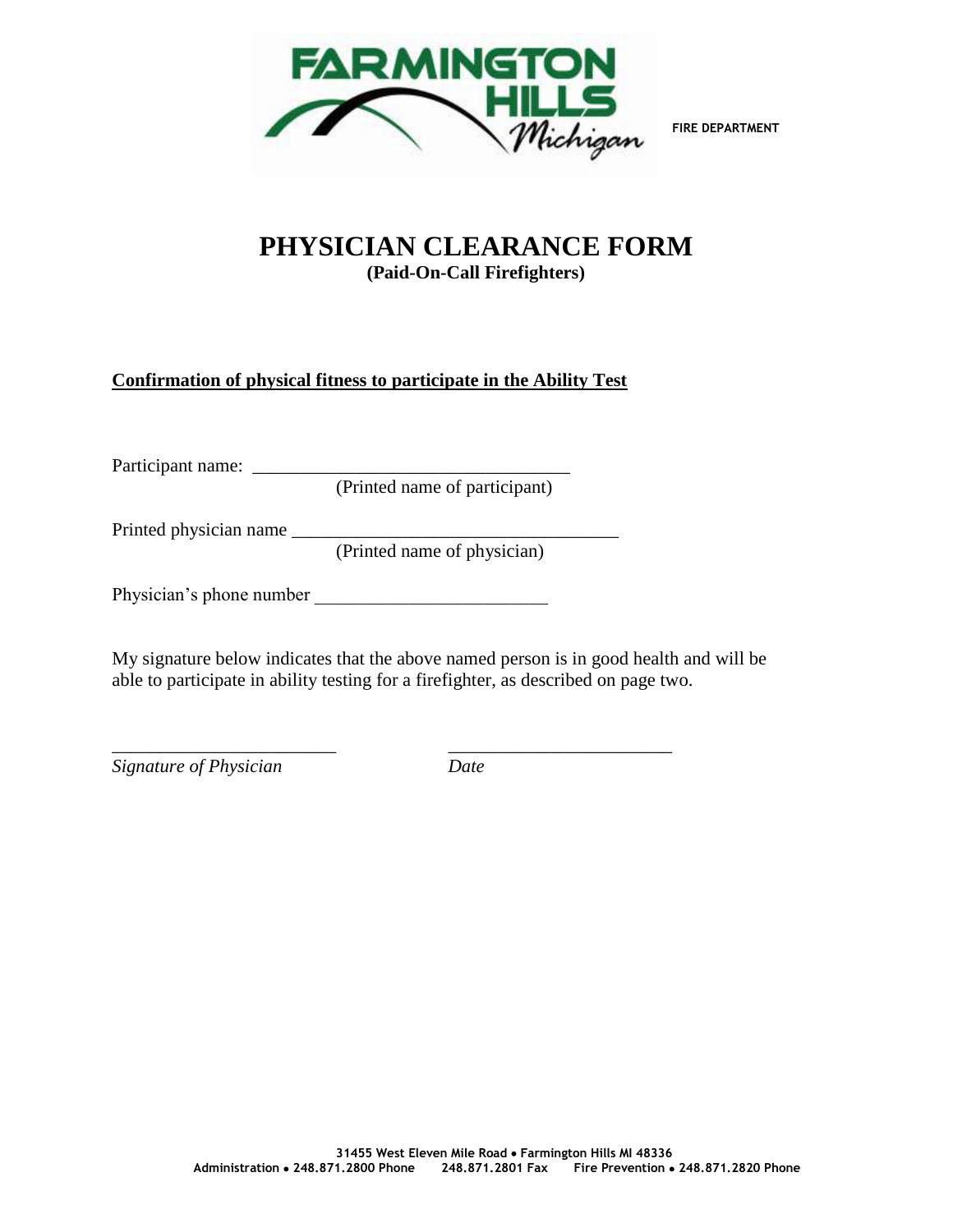FARMINGTON HILLS Michigan

FIRE DEPARTMENT

# PHYSICIAN CLEARANCE FORM

**(Paid-On-Call Firefighters)**

**Confirmation of physical fitness to participate in the Ability Test**

Participant name: ___________________________________
(Printed name of participant)

Printed physician name ___________________________________
(Printed name of physician)

Physician's phone number _________________________

My signature below indicates that the above named person is in good health and will be able to participate in ability testing for a firefighter, as described on page two.

________________________ ________________________
*Signature of Physician* *Date*

31455 West Eleven Mile Road • Farmington Hills MI 48336
Administration • 248.871.2800 Phone 248.871.2801 Fax Fire Prevention • 248.871.2820 Phone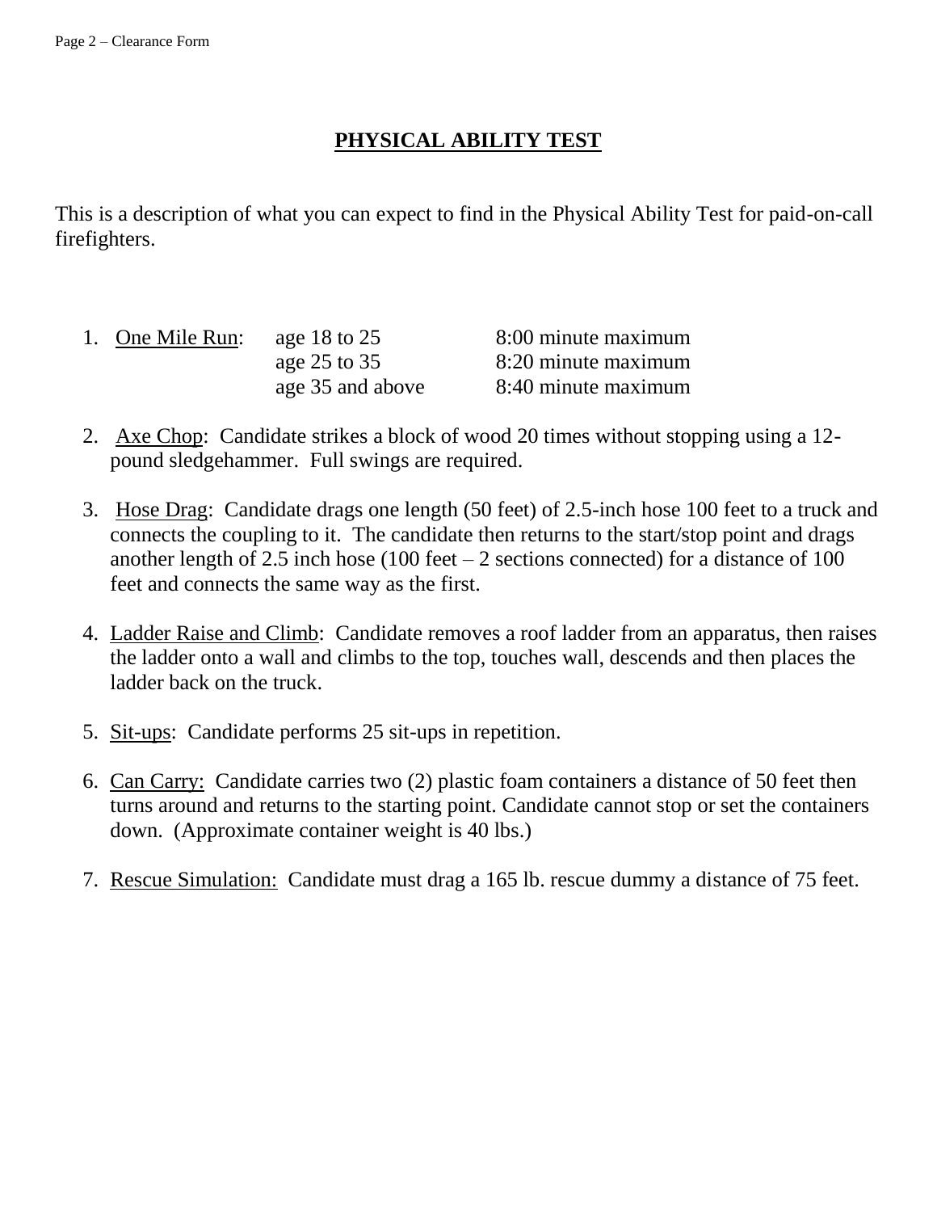# PHYSICAL ABILITY TEST

This is a description of what you can expect to find in the Physical Ability Test for paid-on-call firefighters.

1. One Mile Run:

| | |
|---|---|
| age 18 to 25 | 8:00 minute maximum |
| age 25 to 35 | 8:20 minute maximum |
| age 35 and above | 8:40 minute maximum |

2. Axe Chop: Candidate strikes a block of wood 20 times without stopping using a 12-pound sledgehammer. Full swings are required.

3. Hose Drag: Candidate drags one length (50 feet) of 2.5-inch hose 100 feet to a truck and connects the coupling to it. The candidate then returns to the start/stop point and drags another length of 2.5 inch hose (100 feet – 2 sections connected) for a distance of 100 feet and connects the same way as the first.

4. Ladder Raise and Climb: Candidate removes a roof ladder from an apparatus, then raises the ladder onto a wall and climbs to the top, touches wall, descends and then places the ladder back on the truck.

5. Sit-ups: Candidate performs 25 sit-ups in repetition.

6. Can Carry: Candidate carries two (2) plastic foam containers a distance of 50 feet then turns around and returns to the starting point. Candidate cannot stop or set the containers down. (Approximate container weight is 40 lbs.)

7. Rescue Simulation: Candidate must drag a 165 lb. rescue dummy a distance of 75 feet.